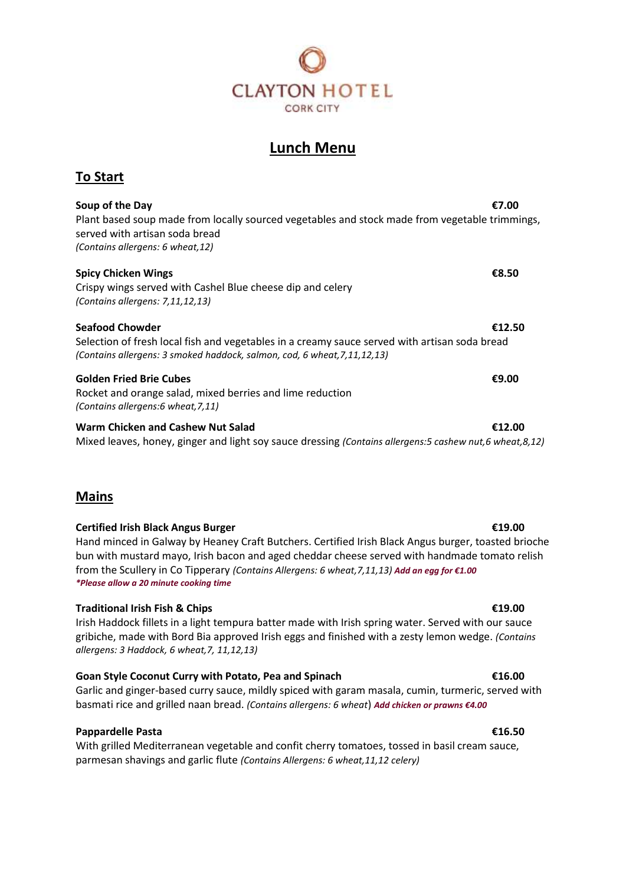# CLAYTON HOTEL

CORK CITY

## Lunch Menu

### To Start

**Soup of the Day** **€7.00**
Plant based soup made from locally sourced vegetables and stock made from vegetable trimmings, served with artisan soda bread
*(Contains allergens: 6 wheat,12)*

**Spicy Chicken Wings** **€8.50**
Crispy wings served with Cashel Blue cheese dip and celery
*(Contains allergens: 7,11,12,13)*

**Seafood Chowder** **€12.50**
Selection of fresh local fish and vegetables in a creamy sauce served with artisan soda bread
*(Contains allergens: 3 smoked haddock, salmon, cod, 6 wheat,7,11,12,13)*

**Golden Fried Brie Cubes** **€9.00**
Rocket and orange salad, mixed berries and lime reduction
*(Contains allergens:6 wheat,7,11)*

**Warm Chicken and Cashew Nut Salad** **€12.00**
Mixed leaves, honey, ginger and light soy sauce dressing *(Contains allergens:5 cashew nut,6 wheat,8,12)*

### Mains

**Certified Irish Black Angus Burger** **€19.00**
Hand minced in Galway by Heaney Craft Butchers. Certified Irish Black Angus burger, toasted brioche bun with mustard mayo, Irish bacon and aged cheddar cheese served with handmade tomato relish from the Scullery in Co Tipperary *(Contains Allergens: 6 wheat,7,11,13)* ***Add an egg for €1.00***
****Please allow a 20 minute cooking time***

**Traditional Irish Fish & Chips** **€19.00**
Irish Haddock fillets in a light tempura batter made with Irish spring water. Served with our sauce gribiche, made with Bord Bia approved Irish eggs and finished with a zesty lemon wedge. *(Contains allergens: 3 Haddock, 6 wheat,7, 11,12,13)*

**Goan Style Coconut Curry with Potato, Pea and Spinach** **€16.00**
Garlic and ginger-based curry sauce, mildly spiced with garam masala, cumin, turmeric, served with basmati rice and grilled naan bread. *(Contains allergens: 6 wheat)* ***Add chicken or prawns €4.00***

**Pappardelle Pasta** **€16.50**
With grilled Mediterranean vegetable and confit cherry tomatoes, tossed in basil cream sauce, parmesan shavings and garlic flute *(Contains Allergens: 6 wheat,11,12 celery)*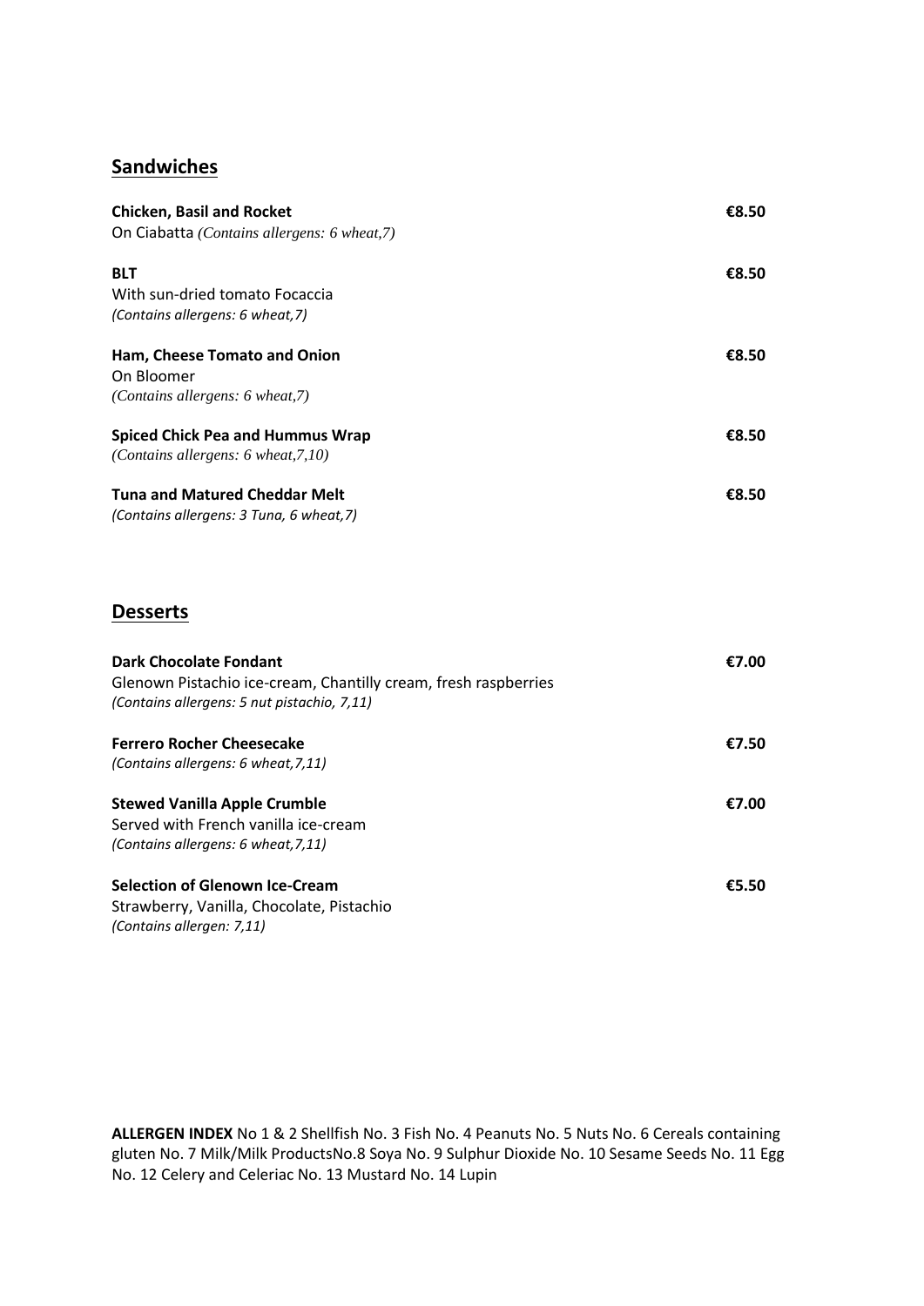## Sandwiches

**Chicken, Basil and Rocket** **€8.50**
On Ciabatta *(Contains allergens: 6 wheat,7)*

**BLT** **€8.50**
With sun-dried tomato Focaccia
*(Contains allergens: 6 wheat,7)*

**Ham, Cheese Tomato and Onion** **€8.50**
On Bloomer
*(Contains allergens: 6 wheat,7)*

**Spiced Chick Pea and Hummus Wrap** **€8.50**
*(Contains allergens: 6 wheat,7,10)*

**Tuna and Matured Cheddar Melt** **€8.50**
*(Contains allergens: 3 Tuna, 6 wheat,7)*

## Desserts

**Dark Chocolate Fondant** **€7.00**
Glenown Pistachio ice-cream, Chantilly cream, fresh raspberries
*(Contains allergens: 5 nut pistachio, 7,11)*

**Ferrero Rocher Cheesecake** **€7.50**
*(Contains allergens: 6 wheat,7,11)*

**Stewed Vanilla Apple Crumble** **€7.00**
Served with French vanilla ice-cream
*(Contains allergens: 6 wheat,7,11)*

**Selection of Glenown Ice-Cream** **€5.50**
Strawberry, Vanilla, Chocolate, Pistachio
*(Contains allergen: 7,11)*

**ALLERGEN INDEX** No 1 & 2 Shellfish No. 3 Fish No. 4 Peanuts No. 5 Nuts No. 6 Cereals containing gluten No. 7 Milk/Milk ProductsNo.8 Soya No. 9 Sulphur Dioxide No. 10 Sesame Seeds No. 11 Egg No. 12 Celery and Celeriac No. 13 Mustard No. 14 Lupin